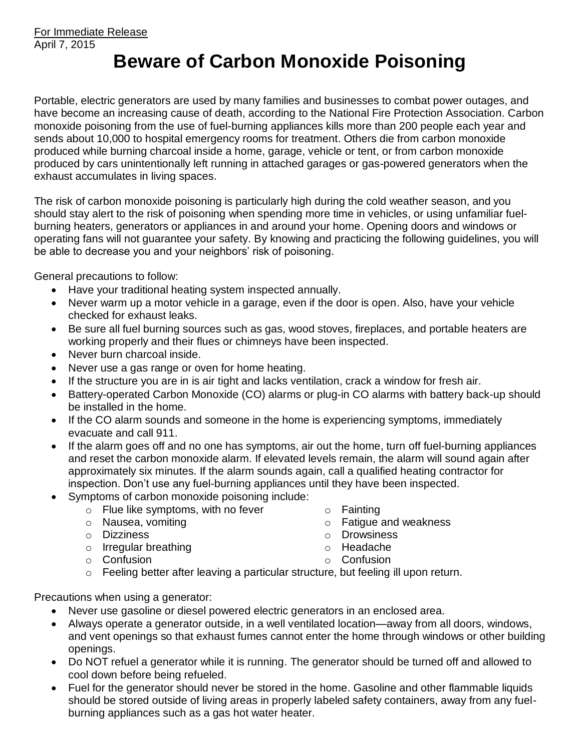For Immediate Release
April 7, 2015

# Beware of Carbon Monoxide Poisoning

Portable, electric generators are used by many families and businesses to combat power outages, and have become an increasing cause of death, according to the National Fire Protection Association. Carbon monoxide poisoning from the use of fuel-burning appliances kills more than 200 people each year and sends about 10,000 to hospital emergency rooms for treatment. Others die from carbon monoxide produced while burning charcoal inside a home, garage, vehicle or tent, or from carbon monoxide produced by cars unintentionally left running in attached garages or gas-powered generators when the exhaust accumulates in living spaces.

The risk of carbon monoxide poisoning is particularly high during the cold weather season, and you should stay alert to the risk of poisoning when spending more time in vehicles, or using unfamiliar fuel-burning heaters, generators or appliances in and around your home. Opening doors and windows or operating fans will not guarantee your safety. By knowing and practicing the following guidelines, you will be able to decrease you and your neighbors' risk of poisoning.

General precautions to follow:

- Have your traditional heating system inspected annually.
- Never warm up a motor vehicle in a garage, even if the door is open. Also, have your vehicle checked for exhaust leaks.
- Be sure all fuel burning sources such as gas, wood stoves, fireplaces, and portable heaters are working properly and their flues or chimneys have been inspected.
- Never burn charcoal inside.
- Never use a gas range or oven for home heating.
- If the structure you are in is air tight and lacks ventilation, crack a window for fresh air.
- Battery-operated Carbon Monoxide (CO) alarms or plug-in CO alarms with battery back-up should be installed in the home.
- If the CO alarm sounds and someone in the home is experiencing symptoms, immediately evacuate and call 911.
- If the alarm goes off and no one has symptoms, air out the home, turn off fuel-burning appliances and reset the carbon monoxide alarm. If elevated levels remain, the alarm will sound again after approximately six minutes. If the alarm sounds again, call a qualified heating contractor for inspection. Don't use any fuel-burning appliances until they have been inspected.
- Symptoms of carbon monoxide poisoning include:
  - Flue like symptoms, with no fever
  - Nausea, vomiting
  - Dizziness
  - Irregular breathing
  - Confusion
  - Fainting
  - Fatigue and weakness
  - Drowsiness
  - Headache
  - Confusion
  - Feeling better after leaving a particular structure, but feeling ill upon return.

Precautions when using a generator:

- Never use gasoline or diesel powered electric generators in an enclosed area.
- Always operate a generator outside, in a well ventilated location—away from all doors, windows, and vent openings so that exhaust fumes cannot enter the home through windows or other building openings.
- Do NOT refuel a generator while it is running. The generator should be turned off and allowed to cool down before being refueled.
- Fuel for the generator should never be stored in the home. Gasoline and other flammable liquids should be stored outside of living areas in properly labeled safety containers, away from any fuel-burning appliances such as a gas hot water heater.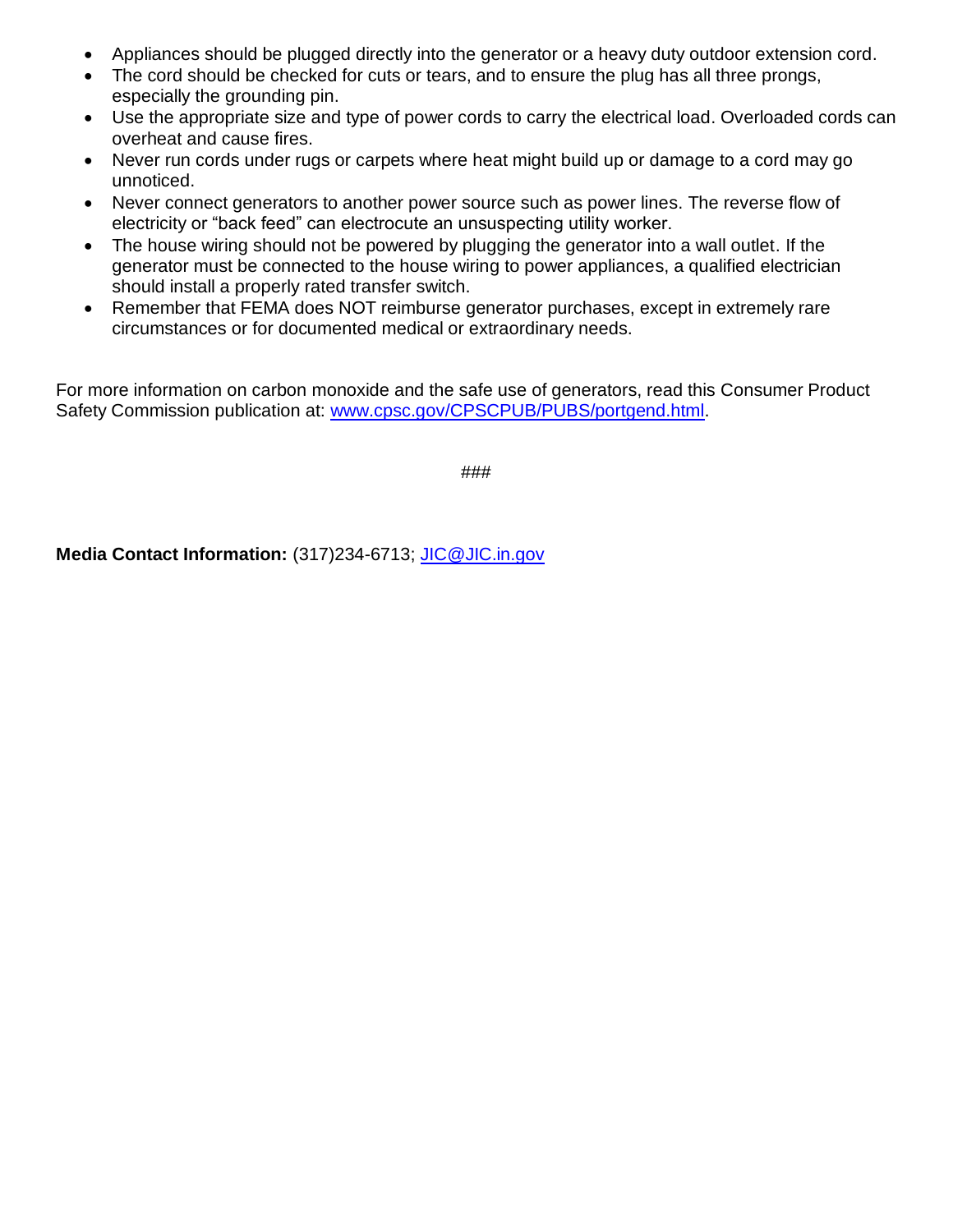- Appliances should be plugged directly into the generator or a heavy duty outdoor extension cord.
- The cord should be checked for cuts or tears, and to ensure the plug has all three prongs, especially the grounding pin.
- Use the appropriate size and type of power cords to carry the electrical load. Overloaded cords can overheat and cause fires.
- Never run cords under rugs or carpets where heat might build up or damage to a cord may go unnoticed.
- Never connect generators to another power source such as power lines. The reverse flow of electricity or "back feed" can electrocute an unsuspecting utility worker.
- The house wiring should not be powered by plugging the generator into a wall outlet. If the generator must be connected to the house wiring to power appliances, a qualified electrician should install a properly rated transfer switch.
- Remember that FEMA does NOT reimburse generator purchases, except in extremely rare circumstances or for documented medical or extraordinary needs.

For more information on carbon monoxide and the safe use of generators, read this Consumer Product Safety Commission publication at: [www.cpsc.gov/CPSCPUB/PUBS/portgend.html](www.cpsc.gov/CPSCPUB/PUBS/portgend.html).

###

**Media Contact Information:** (317)234-6713; [JIC@JIC.in.gov](mailto:JIC@JIC.in.gov)